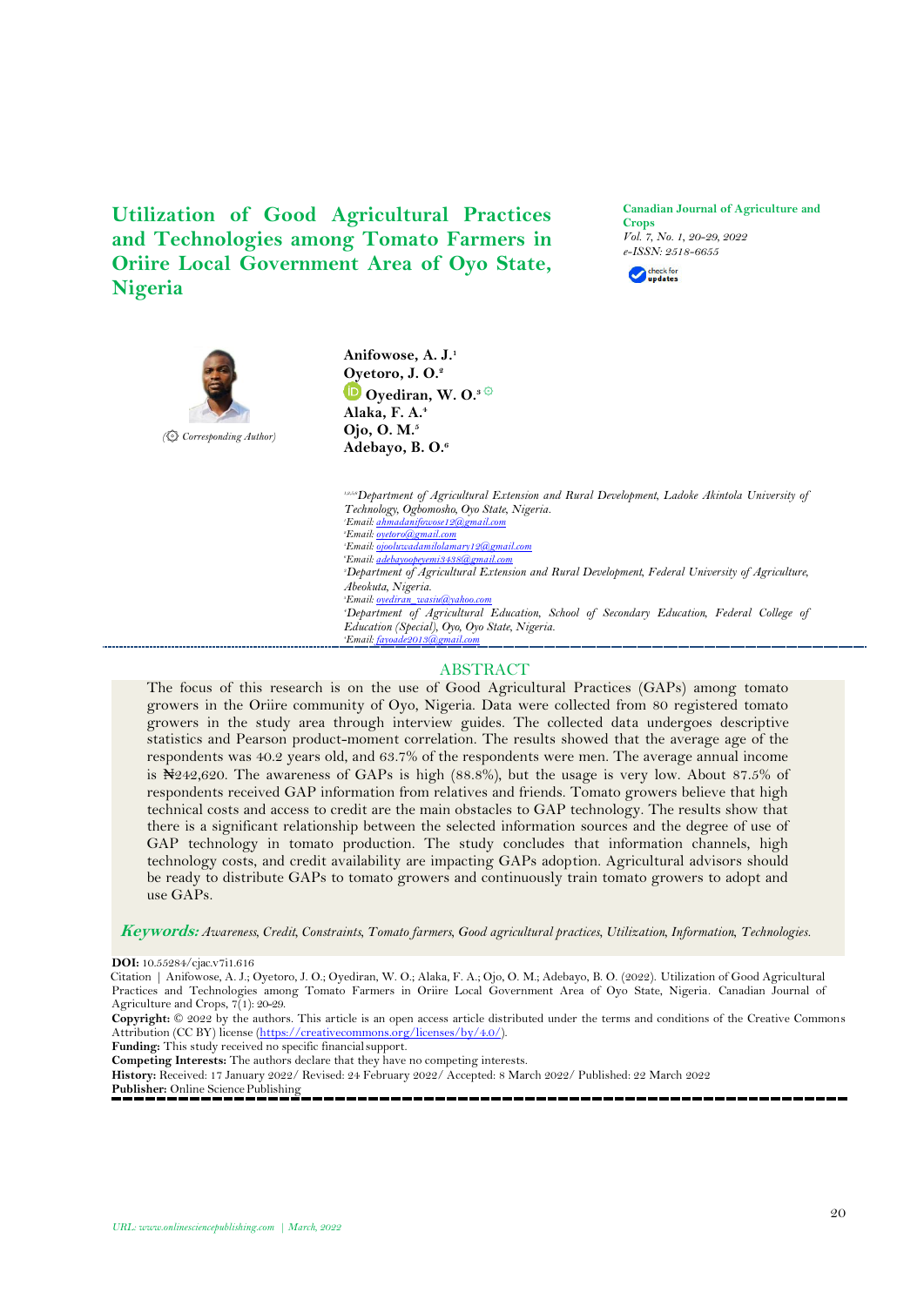# Utilization of Good Agricultural Practices and Technologies among Tomato Farmers in Oriire Local Government Area of Oyo State, Nigeria

**Canadian Journal of Agriculture and Crops**
*Vol. 7, No. 1, 20-29, 2022*
*e-ISSN: 2518-6655*

(Corresponding Author)

**Anifowose, A. J.**[1]
**Oyetoro, J. O.**[2]
**Oyediran, W. O.**[3]
**Alaka, F. A.**[4]
**Ojo, O. M.**[5]
**Adebayo, B. O.**[6]

[1,2,5,6]*Department of Agricultural Extension and Rural Development, Ladoke Akintola University of Technology, Ogbomosho, Oyo State, Nigeria.*
[1]*Email: ahmadanifowose12@gmail.com*
[2]*Email: oyetoro@gmail.com*
[5]*Email: ojooluwadamilolamary12@gmail.com*
[6]*Email: adebayoopeyemi3438@gmail.com*
[3]*Department of Agricultural Extension and Rural Development, Federal University of Agriculture, Abeokuta, Nigeria.*
[3]*Email: oyediran_wasiu@yahoo.com*
[4]*Department of Agricultural Education, School of Secondary Education, Federal College of Education (Special), Oyo, Oyo State, Nigeria.*
[4]*Email: fayoade2013@gmail.com*

## ABSTRACT

The focus of this research is on the use of Good Agricultural Practices (GAPs) among tomato growers in the Oriire community of Oyo, Nigeria. Data were collected from 80 registered tomato growers in the study area through interview guides. The collected data undergoes descriptive statistics and Pearson product-moment correlation. The results showed that the average age of the respondents was 40.2 years old, and 63.7% of the respondents were men. The average annual income is ₦242,620. The awareness of GAPs is high (88.8%), but the usage is very low. About 87.5% of respondents received GAP information from relatives and friends. Tomato growers believe that high technical costs and access to credit are the main obstacles to GAP technology. The results show that there is a significant relationship between the selected information sources and the degree of use of GAP technology in tomato production. The study concludes that information channels, high technology costs, and credit availability are impacting GAPs adoption. Agricultural advisors should be ready to distribute GAPs to tomato growers and continuously train tomato growers to adopt and use GAPs.

***Keywords:*** *Awareness, Credit, Constraints, Tomato farmers, Good agricultural practices, Utilization, Information, Technologies.*

**DOI:** 10.55284/cjac.v7i1.616

Citation | Anifowose, A. J.; Oyetoro, J. O.; Oyediran, W. O.; Alaka, F. A.; Ojo, O. M.; Adebayo, B. O. (2022). Utilization of Good Agricultural Practices and Technologies among Tomato Farmers in Oriire Local Government Area of Oyo State, Nigeria. Canadian Journal of Agriculture and Crops, 7(1): 20-29.

**Copyright:** © 2022 by the authors. This article is an open access article distributed under the terms and conditions of the Creative Commons Attribution (CC BY) license (https://creativecommons.org/licenses/by/4.0/).

**Funding:** This study received no specific financial support.

**Competing Interests:** The authors declare that they have no competing interests.

**History:** Received: 17 January 2022/ Revised: 24 February 2022/ Accepted: 8 March 2022/ Published: 22 March 2022

**Publisher:** Online Science Publishing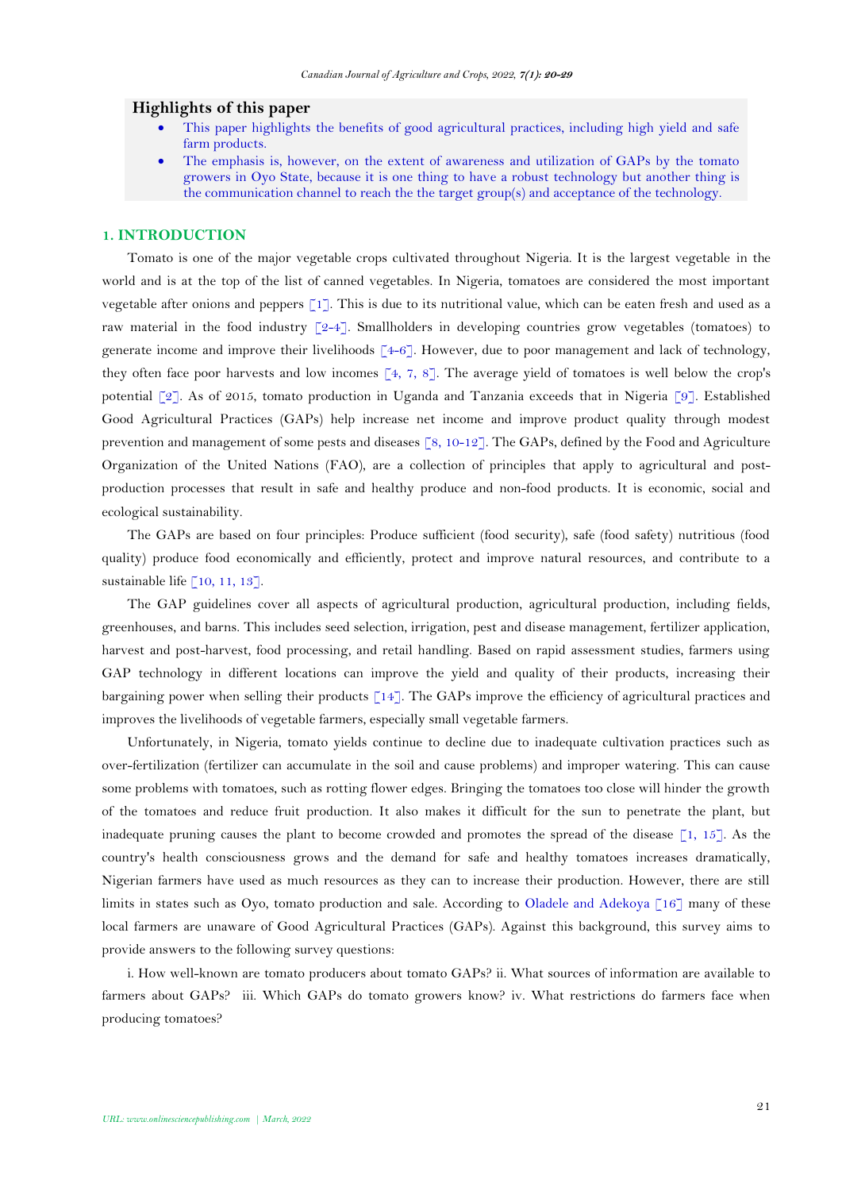## Highlights of this paper

- This paper highlights the benefits of good agricultural practices, including high yield and safe farm products.
- The emphasis is, however, on the extent of awareness and utilization of GAPs by the tomato growers in Oyo State, because it is one thing to have a robust technology but another thing is the communication channel to reach the the target group(s) and acceptance of the technology.

## 1. INTRODUCTION

Tomato is one of the major vegetable crops cultivated throughout Nigeria. It is the largest vegetable in the world and is at the top of the list of canned vegetables. In Nigeria, tomatoes are considered the most important vegetable after onions and peppers [1]. This is due to its nutritional value, which can be eaten fresh and used as a raw material in the food industry [2-4]. Smallholders in developing countries grow vegetables (tomatoes) to generate income and improve their livelihoods [4-6]. However, due to poor management and lack of technology, they often face poor harvests and low incomes [4, 7, 8]. The average yield of tomatoes is well below the crop's potential [2]. As of 2015, tomato production in Uganda and Tanzania exceeds that in Nigeria [9]. Established Good Agricultural Practices (GAPs) help increase net income and improve product quality through modest prevention and management of some pests and diseases [8, 10-12]. The GAPs, defined by the Food and Agriculture Organization of the United Nations (FAO), are a collection of principles that apply to agricultural and post-production processes that result in safe and healthy produce and non-food products. It is economic, social and ecological sustainability.

The GAPs are based on four principles: Produce sufficient (food security), safe (food safety) nutritious (food quality) produce food economically and efficiently, protect and improve natural resources, and contribute to a sustainable life [10, 11, 13].

The GAP guidelines cover all aspects of agricultural production, agricultural production, including fields, greenhouses, and barns. This includes seed selection, irrigation, pest and disease management, fertilizer application, harvest and post-harvest, food processing, and retail handling. Based on rapid assessment studies, farmers using GAP technology in different locations can improve the yield and quality of their products, increasing their bargaining power when selling their products [14]. The GAPs improve the efficiency of agricultural practices and improves the livelihoods of vegetable farmers, especially small vegetable farmers.

Unfortunately, in Nigeria, tomato yields continue to decline due to inadequate cultivation practices such as over-fertilization (fertilizer can accumulate in the soil and cause problems) and improper watering. This can cause some problems with tomatoes, such as rotting flower edges. Bringing the tomatoes too close will hinder the growth of the tomatoes and reduce fruit production. It also makes it difficult for the sun to penetrate the plant, but inadequate pruning causes the plant to become crowded and promotes the spread of the disease [1, 15]. As the country's health consciousness grows and the demand for safe and healthy tomatoes increases dramatically, Nigerian farmers have used as much resources as they can to increase their production. However, there are still limits in states such as Oyo, tomato production and sale. According to Oladele and Adekoya [16] many of these local farmers are unaware of Good Agricultural Practices (GAPs). Against this background, this survey aims to provide answers to the following survey questions:

i. How well-known are tomato producers about tomato GAPs? ii. What sources of information are available to farmers about GAPs? iii. Which GAPs do tomato growers know? iv. What restrictions do farmers face when producing tomatoes?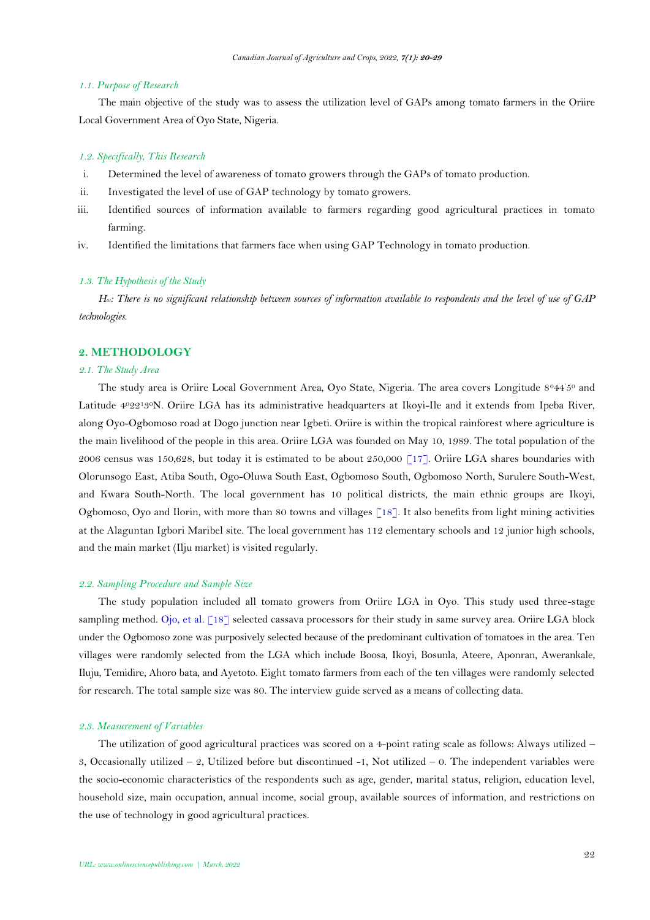### *1.1. Purpose of Research*

The main objective of the study was to assess the utilization level of GAPs among tomato farmers in the Oriire Local Government Area of Oyo State, Nigeria.

### *1.2. Specifically, This Research*

i. Determined the level of awareness of tomato growers through the GAPs of tomato production.
ii. Investigated the level of use of GAP technology by tomato growers.
iii. Identified sources of information available to farmers regarding good agricultural practices in tomato farming.
iv. Identified the limitations that farmers face when using GAP Technology in tomato production.

### *1.3. The Hypothesis of the Study*

*$H_{o1}$: There is no significant relationship between sources of information available to respondents and the level of use of GAP technologies.*

## 2. METHODOLOGY

### *2.1. The Study Area*

The study area is Oriire Local Government Area, Oyo State, Nigeria. The area covers Longitude 8°44'5° and Latitude 4°22'3°N. Oriire LGA has its administrative headquarters at Ikoyi-Ile and it extends from Ipeba River, along Oyo-Ogbomoso road at Dogo junction near Igbeti. Oriire is within the tropical rainforest where agriculture is the main livelihood of the people in this area. Oriire LGA was founded on May 10, 1989. The total population of the 2006 census was 150,628, but today it is estimated to be about 250,000 [17]. Oriire LGA shares boundaries with Olorunsogo East, Atiba South, Ogo-Oluwa South East, Ogbomoso South, Ogbomoso North, Surulere South-West, and Kwara South-North. The local government has 10 political districts, the main ethnic groups are Ikoyi, Ogbomoso, Oyo and Ilorin, with more than 80 towns and villages [18]. It also benefits from light mining activities at the Alaguntan Igbori Maribel site. The local government has 112 elementary schools and 12 junior high schools, and the main market (Ilju market) is visited regularly.

### *2.2. Sampling Procedure and Sample Size*

The study population included all tomato growers from Oriire LGA in Oyo. This study used three-stage sampling method. Ojo, et al. [18] selected cassava processors for their study in same survey area. Oriire LGA block under the Ogbomoso zone was purposively selected because of the predominant cultivation of tomatoes in the area. Ten villages were randomly selected from the LGA which include Boosa, Ikoyi, Bosunla, Ateere, Aponran, Awerankale, Iluju, Temidire, Ahoro bata, and Ayetoto. Eight tomato farmers from each of the ten villages were randomly selected for research. The total sample size was 80. The interview guide served as a means of collecting data.

### *2.3. Measurement of Variables*

The utilization of good agricultural practices was scored on a 4-point rating scale as follows: Always utilized – 3, Occasionally utilized – 2, Utilized before but discontinued -1, Not utilized – 0. The independent variables were the socio-economic characteristics of the respondents such as age, gender, marital status, religion, education level, household size, main occupation, annual income, social group, available sources of information, and restrictions on the use of technology in good agricultural practices.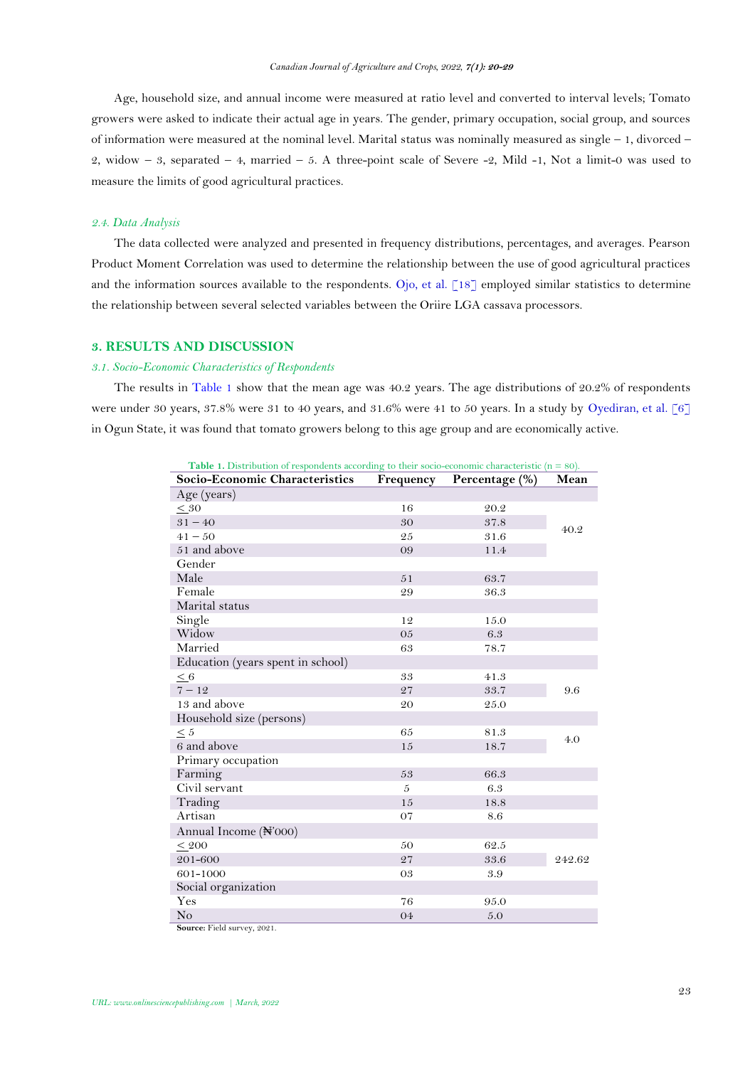Age, household size, and annual income were measured at ratio level and converted to interval levels; Tomato growers were asked to indicate their actual age in years. The gender, primary occupation, social group, and sources of information were measured at the nominal level. Marital status was nominally measured as single – 1, divorced – 2, widow – 3, separated – 4, married – 5. A three-point scale of Severe -2, Mild -1, Not a limit-0 was used to measure the limits of good agricultural practices.

### *2.4. Data Analysis*

The data collected were analyzed and presented in frequency distributions, percentages, and averages. Pearson Product Moment Correlation was used to determine the relationship between the use of good agricultural practices and the information sources available to the respondents. Ojo, et al. [18] employed similar statistics to determine the relationship between several selected variables between the Oriire LGA cassava processors.

## 3. RESULTS AND DISCUSSION

### *3.1. Socio-Economic Characteristics of Respondents*

The results in Table 1 show that the mean age was 40.2 years. The age distributions of 20.2% of respondents were under 30 years, 37.8% were 31 to 40 years, and 31.6% were 41 to 50 years. In a study by Oyediran, et al. [6] in Ogun State, it was found that tomato growers belong to this age group and are economically active.

**Table 1.** Distribution of respondents according to their socio-economic characteristic (n = 80).

| Socio-Economic Characteristics | Frequency | Percentage (%) | Mean |
|---|---|---|---|
| Age (years) | | | |
| ≤ 30 | 16 | 20.2 | 40.2 |
| 31 – 40 | 30 | 37.8 | |
| 41 – 50 | 25 | 31.6 | |
| 51 and above | 09 | 11.4 | |
| Gender | | | |
| Male | 51 | 63.7 | |
| Female | 29 | 36.3 | |
| Marital status | | | |
| Single | 12 | 15.0 | |
| Widow | 05 | 6.3 | |
| Married | 63 | 78.7 | |
| Education (years spent in school) | | | |
| ≤ 6 | 33 | 41.3 | 9.6 |
| 7 – 12 | 27 | 33.7 | |
| 13 and above | 20 | 25.0 | |
| Household size (persons) | | | |
| ≤ 5 | 65 | 81.3 | 4.0 |
| 6 and above | 15 | 18.7 | |
| Primary occupation | | | |
| Farming | 53 | 66.3 | |
| Civil servant | 5 | 6.3 | |
| Trading | 15 | 18.8 | |
| Artisan | 07 | 8.6 | |
| Annual Income (₦'000) | | | |
| ≤ 200 | 50 | 62.5 | 242.62 |
| 201-600 | 27 | 33.6 | |
| 601-1000 | 03 | 3.9 | |
| Social organization | | | |
| Yes | 76 | 95.0 | |
| No | 04 | 5.0 | |

**Source:** Field survey, 2021.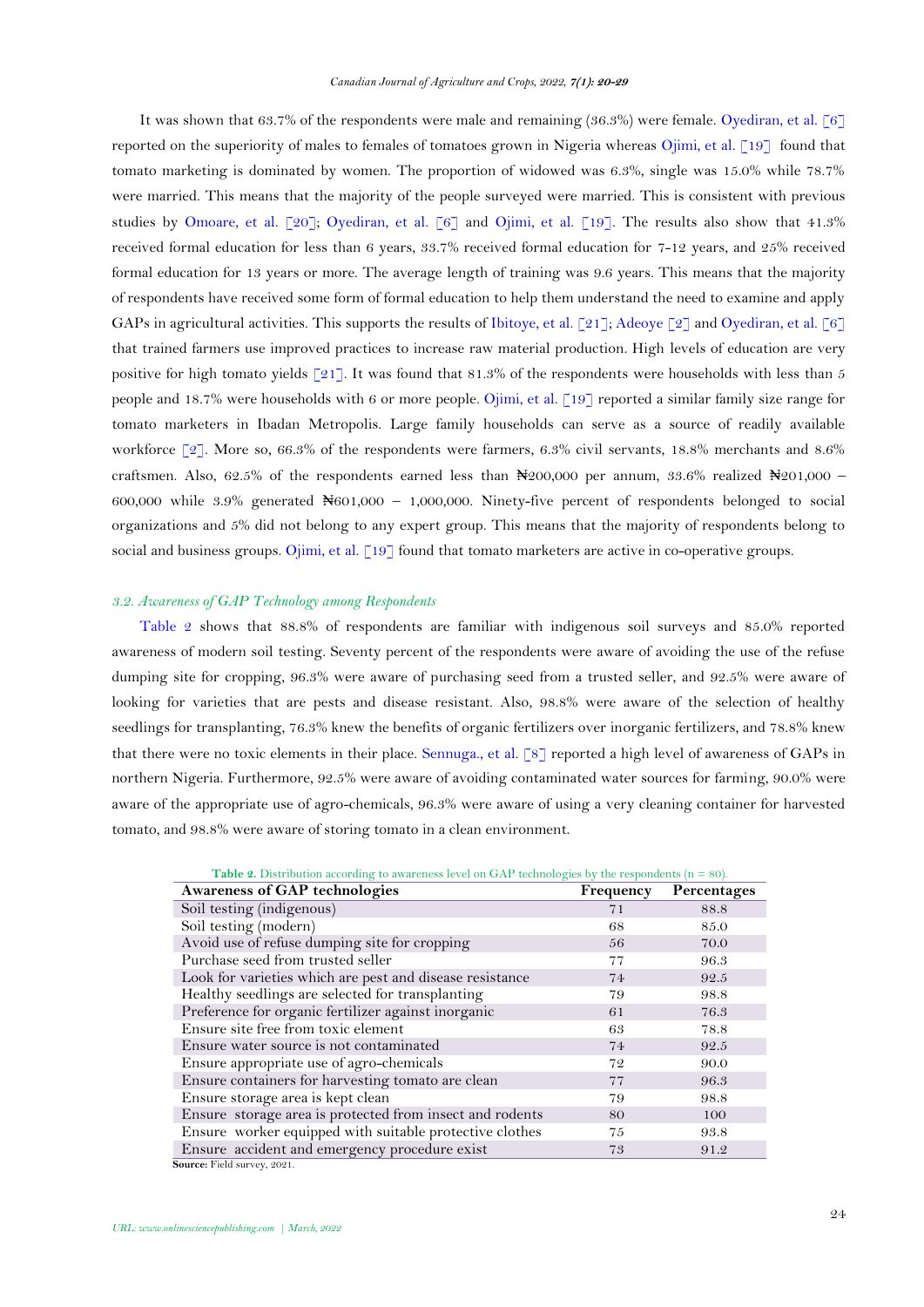It was shown that 63.7% of the respondents were male and remaining (36.3%) were female. Oyediran, et al. [6] reported on the superiority of males to females of tomatoes grown in Nigeria whereas Ojimi, et al. [19] found that tomato marketing is dominated by women. The proportion of widowed was 6.3%, single was 15.0% while 78.7% were married. This means that the majority of the people surveyed were married. This is consistent with previous studies by Omoare, et al. [20]; Oyediran, et al. [6] and Ojimi, et al. [19]. The results also show that 41.3% received formal education for less than 6 years, 33.7% received formal education for 7-12 years, and 25% received formal education for 13 years or more. The average length of training was 9.6 years. This means that the majority of respondents have received some form of formal education to help them understand the need to examine and apply GAPs in agricultural activities. This supports the results of Ibitoye, et al. [21]; Adeoye [2] and Oyediran, et al. [6] that trained farmers use improved practices to increase raw material production. High levels of education are very positive for high tomato yields [21]. It was found that 81.3% of the respondents were households with less than 5 people and 18.7% were households with 6 or more people. Ojimi, et al. [19] reported a similar family size range for tomato marketers in Ibadan Metropolis. Large family households can serve as a source of readily available workforce [2]. More so, 66.3% of the respondents were farmers, 6.3% civil servants, 18.8% merchants and 8.6% craftsmen. Also, 62.5% of the respondents earned less than ₦200,000 per annum, 33.6% realized ₦201,000 – 600,000 while 3.9% generated ₦601,000 – 1,000,000. Ninety-five percent of respondents belonged to social organizations and 5% did not belong to any expert group. This means that the majority of respondents belong to social and business groups. Ojimi, et al. [19] found that tomato marketers are active in co-operative groups.

### *3.2. Awareness of GAP Technology among Respondents*

Table 2 shows that 88.8% of respondents are familiar with indigenous soil surveys and 85.0% reported awareness of modern soil testing. Seventy percent of the respondents were aware of avoiding the use of the refuse dumping site for cropping, 96.3% were aware of purchasing seed from a trusted seller, and 92.5% were aware of looking for varieties that are pests and disease resistant. Also, 98.8% were aware of the selection of healthy seedlings for transplanting, 76.3% knew the benefits of organic fertilizers over inorganic fertilizers, and 78.8% knew that there were no toxic elements in their place. Sennuga., et al. [8] reported a high level of awareness of GAPs in northern Nigeria. Furthermore, 92.5% were aware of avoiding contaminated water sources for farming, 90.0% were aware of the appropriate use of agro-chemicals, 96.3% were aware of using a very cleaning container for harvested tomato, and 98.8% were aware of storing tomato in a clean environment.

**Table 2.** Distribution according to awareness level on GAP technologies by the respondents (n = 80).

| Awareness of GAP technologies | Frequency | Percentages |
|---|---|---|
| Soil testing (indigenous) | 71 | 88.8 |
| Soil testing (modern) | 68 | 85.0 |
| Avoid use of refuse dumping site for cropping | 56 | 70.0 |
| Purchase seed from trusted seller | 77 | 96.3 |
| Look for varieties which are pest and disease resistance | 74 | 92.5 |
| Healthy seedlings are selected for transplanting | 79 | 98.8 |
| Preference for organic fertilizer against inorganic | 61 | 76.3 |
| Ensure site free from toxic element | 63 | 78.8 |
| Ensure water source is not contaminated | 74 | 92.5 |
| Ensure appropriate use of agro-chemicals | 72 | 90.0 |
| Ensure containers for harvesting tomato are clean | 77 | 96.3 |
| Ensure storage area is kept clean | 79 | 98.8 |
| Ensure storage area is protected from insect and rodents | 80 | 100 |
| Ensure worker equipped with suitable protective clothes | 75 | 93.8 |
| Ensure accident and emergency procedure exist | 73 | 91.2 |

**Source:** Field survey, 2021.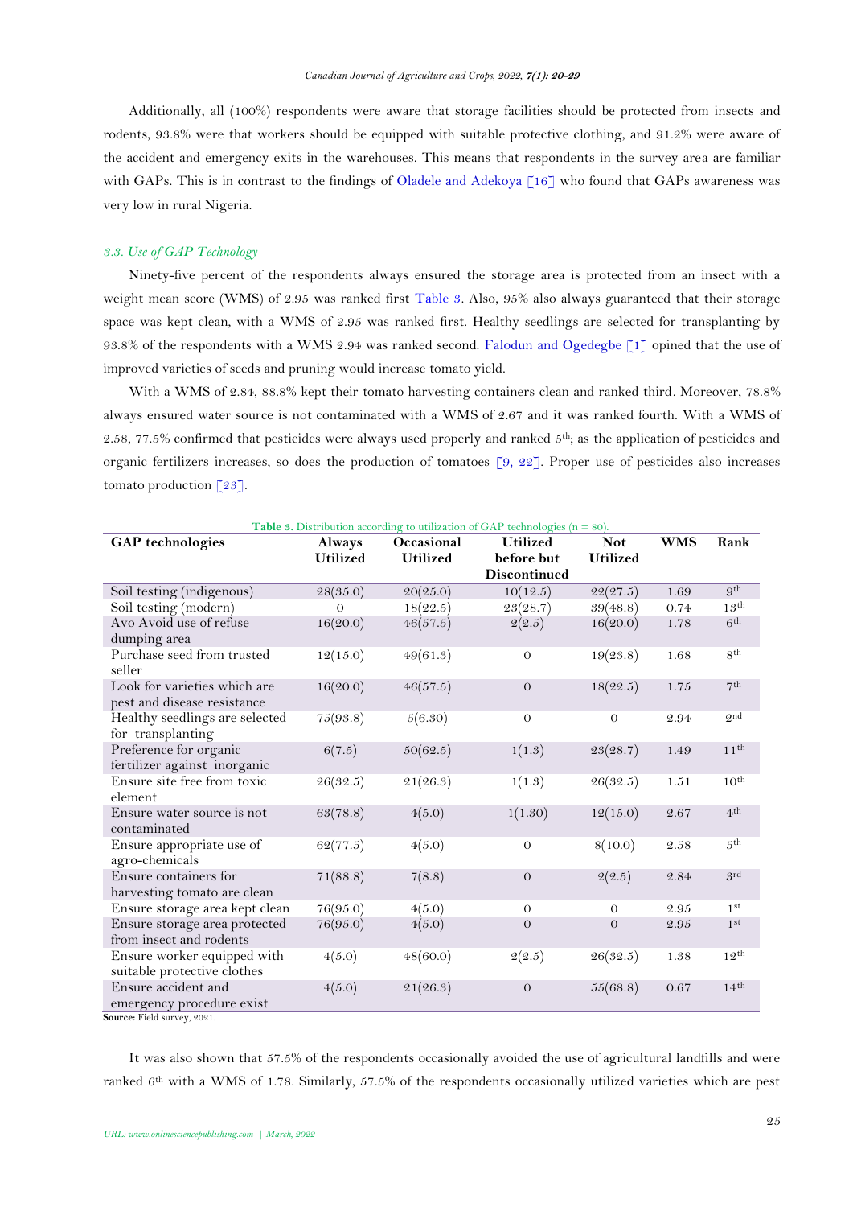Additionally, all (100%) respondents were aware that storage facilities should be protected from insects and rodents, 93.8% were that workers should be equipped with suitable protective clothing, and 91.2% were aware of the accident and emergency exits in the warehouses. This means that respondents in the survey area are familiar with GAPs. This is in contrast to the findings of Oladele and Adekoya [16] who found that GAPs awareness was very low in rural Nigeria.

### *3.3. Use of GAP Technology*

Ninety-five percent of the respondents always ensured the storage area is protected from an insect with a weight mean score (WMS) of 2.95 was ranked first Table 3. Also, 95% also always guaranteed that their storage space was kept clean, with a WMS of 2.95 was ranked first. Healthy seedlings are selected for transplanting by 93.8% of the respondents with a WMS 2.94 was ranked second. Falodun and Ogedegbe [1] opined that the use of improved varieties of seeds and pruning would increase tomato yield.

With a WMS of 2.84, 88.8% kept their tomato harvesting containers clean and ranked third. Moreover, 78.8% always ensured water source is not contaminated with a WMS of 2.67 and it was ranked fourth. With a WMS of 2.58, 77.5% confirmed that pesticides were always used properly and ranked 5th; as the application of pesticides and organic fertilizers increases, so does the production of tomatoes [9, 22]. Proper use of pesticides also increases tomato production [23].

**Table 3.** Distribution according to utilization of GAP technologies (n = 80).

| GAP technologies | Always Utilized | Occasional Utilized | Utilized before but Discontinued | Not Utilized | WMS | Rank |
|---|---|---|---|---|---|---|
| Soil testing (indigenous) | 28(35.0) | 20(25.0) | 10(12.5) | 22(27.5) | 1.69 | 9th |
| Soil testing (modern) | 0 | 18(22.5) | 23(28.7) | 39(48.8) | 0.74 | 13th |
| Avo Avoid use of refuse dumping area | 16(20.0) | 46(57.5) | 2(2.5) | 16(20.0) | 1.78 | 6th |
| Purchase seed from trusted seller | 12(15.0) | 49(61.3) | 0 | 19(23.8) | 1.68 | 8th |
| Look for varieties which are pest and disease resistance | 16(20.0) | 46(57.5) | 0 | 18(22.5) | 1.75 | 7th |
| Healthy seedlings are selected for transplanting | 75(93.8) | 5(6.30) | 0 | 0 | 2.94 | 2nd |
| Preference for organic fertilizer against inorganic | 6(7.5) | 50(62.5) | 1(1.3) | 23(28.7) | 1.49 | 11th |
| Ensure site free from toxic element | 26(32.5) | 21(26.3) | 1(1.3) | 26(32.5) | 1.51 | 10th |
| Ensure water source is not contaminated | 63(78.8) | 4(5.0) | 1(1.30) | 12(15.0) | 2.67 | 4th |
| Ensure appropriate use of agro-chemicals | 62(77.5) | 4(5.0) | 0 | 8(10.0) | 2.58 | 5th |
| Ensure containers for harvesting tomato are clean | 71(88.8) | 7(8.8) | 0 | 2(2.5) | 2.84 | 3rd |
| Ensure storage area kept clean | 76(95.0) | 4(5.0) | 0 | 0 | 2.95 | 1st |
| Ensure storage area protected from insect and rodents | 76(95.0) | 4(5.0) | 0 | 0 | 2.95 | 1st |
| Ensure worker equipped with suitable protective clothes | 4(5.0) | 48(60.0) | 2(2.5) | 26(32.5) | 1.38 | 12th |
| Ensure accident and emergency procedure exist | 4(5.0) | 21(26.3) | 0 | 55(68.8) | 0.67 | 14th |

**Source:** Field survey, 2021.

It was also shown that 57.5% of the respondents occasionally avoided the use of agricultural landfills and were ranked 6th with a WMS of 1.78. Similarly, 57.5% of the respondents occasionally utilized varieties which are pest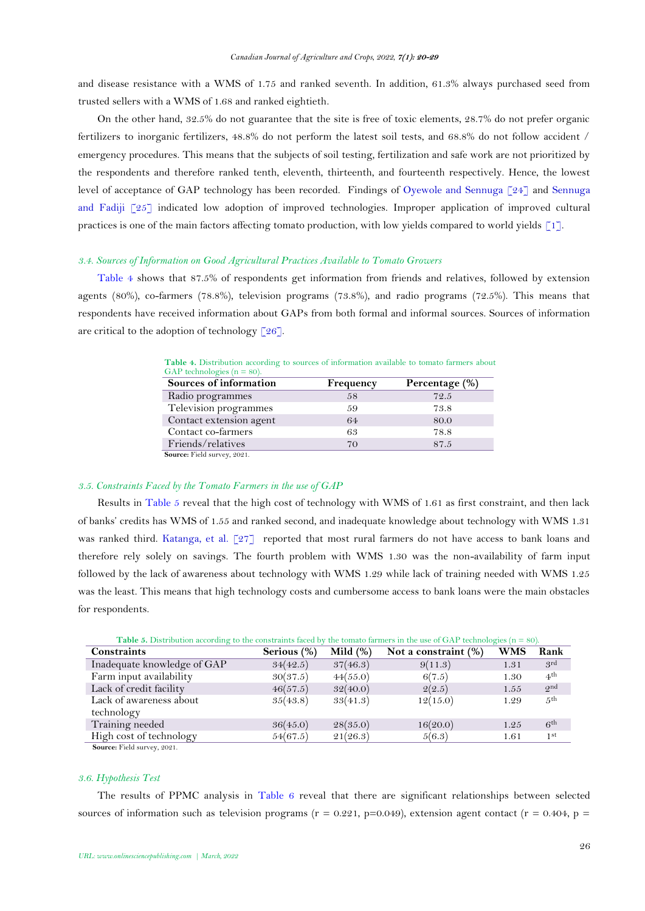and disease resistance with a WMS of 1.75 and ranked seventh. In addition, 61.3% always purchased seed from trusted sellers with a WMS of 1.68 and ranked eightieth.

On the other hand, 32.5% do not guarantee that the site is free of toxic elements, 28.7% do not prefer organic fertilizers to inorganic fertilizers, 48.8% do not perform the latest soil tests, and 68.8% do not follow accident / emergency procedures. This means that the subjects of soil testing, fertilization and safe work are not prioritized by the respondents and therefore ranked tenth, eleventh, thirteenth, and fourteenth respectively. Hence, the lowest level of acceptance of GAP technology has been recorded. Findings of Oyewole and Sennuga [24] and Sennuga and Fadiji [25] indicated low adoption of improved technologies. Improper application of improved cultural practices is one of the main factors affecting tomato production, with low yields compared to world yields [1].

### *3.4. Sources of Information on Good Agricultural Practices Available to Tomato Growers*

Table 4 shows that 87.5% of respondents get information from friends and relatives, followed by extension agents (80%), co-farmers (78.8%), television programs (73.8%), and radio programs (72.5%). This means that respondents have received information about GAPs from both formal and informal sources. Sources of information are critical to the adoption of technology [26].

**Table 4.** Distribution according to sources of information available to tomato farmers about GAP technologies (n = 80).

| Sources of information | Frequency | Percentage (%) |
|---|---|---|
| Radio programmes | 58 | 72.5 |
| Television programmes | 59 | 73.8 |
| Contact extension agent | 64 | 80.0 |
| Contact co-farmers | 63 | 78.8 |
| Friends/relatives | 70 | 87.5 |

**Source:** Field survey, 2021.

### *3.5. Constraints Faced by the Tomato Farmers in the use of GAP*

Results in Table 5 reveal that the high cost of technology with WMS of 1.61 as first constraint, and then lack of banks' credits has WMS of 1.55 and ranked second, and inadequate knowledge about technology with WMS 1.31 was ranked third. Katanga, et al. [27] reported that most rural farmers do not have access to bank loans and therefore rely solely on savings. The fourth problem with WMS 1.30 was the non-availability of farm input followed by the lack of awareness about technology with WMS 1.29 while lack of training needed with WMS 1.25 was the least. This means that high technology costs and cumbersome access to bank loans were the main obstacles for respondents.

**Table 5.** Distribution according to the constraints faced by the tomato farmers in the use of GAP technologies (n = 80).

| Constraints | Serious (%) | Mild (%) | Not a constraint (%) | WMS | Rank |
|---|---|---|---|---|---|
| Inadequate knowledge of GAP | 34(42.5) | 37(46.3) | 9(11.3) | 1.31 | 3rd |
| Farm input availability | 30(37.5) | 44(55.0) | 6(7.5) | 1.30 | 4th |
| Lack of credit facility | 46(57.5) | 32(40.0) | 2(2.5) | 1.55 | 2nd |
| Lack of awareness about technology | 35(43.8) | 33(41.3) | 12(15.0) | 1.29 | 5th |
| Training needed | 36(45.0) | 28(35.0) | 16(20.0) | 1.25 | 6th |
| High cost of technology | 54(67.5) | 21(26.3) | 5(6.3) | 1.61 | 1st |

**Source:** Field survey, 2021.

### *3.6. Hypothesis Test*

The results of PPMC analysis in Table 6 reveal that there are significant relationships between selected sources of information such as television programs ($r = 0.221$, $p=0.049$), extension agent contact ($r = 0.404$, p =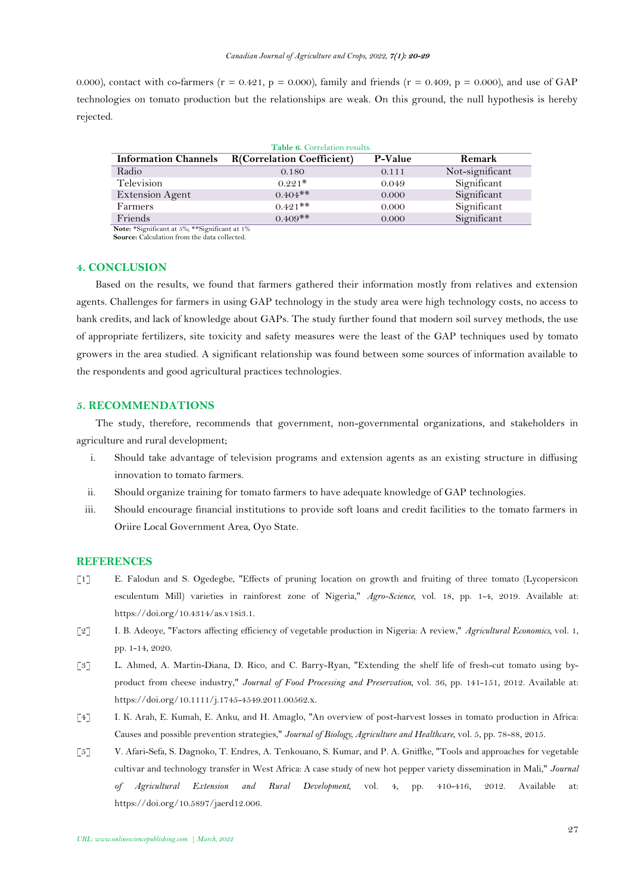0.000), contact with co-farmers ($r = 0.421$, $p = 0.000$), family and friends ($r = 0.409$, $p = 0.000$), and use of GAP technologies on tomato production but the relationships are weak. On this ground, the null hypothesis is hereby rejected.

**Table 6.** Correlation results.

| Information Channels | R(Correlation Coefficient) | P-Value | Remark |
|---|---|---|---|
| Radio | 0.180 | 0.111 | Not-significant |
| Television | 0.221* | 0.049 | Significant |
| Extension Agent | 0.404** | 0.000 | Significant |
| Farmers | 0.421** | 0.000 | Significant |
| Friends | 0.409** | 0.000 | Significant |

**Note:** *Significant at 5%; **Significant at 1%
**Source:** Calculation from the data collected.

## 4. CONCLUSION

Based on the results, we found that farmers gathered their information mostly from relatives and extension agents. Challenges for farmers in using GAP technology in the study area were high technology costs, no access to bank credits, and lack of knowledge about GAPs. The study further found that modern soil survey methods, the use of appropriate fertilizers, site toxicity and safety measures were the least of the GAP techniques used by tomato growers in the area studied. A significant relationship was found between some sources of information available to the respondents and good agricultural practices technologies.

## 5. RECOMMENDATIONS

The study, therefore, recommends that government, non-governmental organizations, and stakeholders in agriculture and rural development;

i. Should take advantage of television programs and extension agents as an existing structure in diffusing innovation to tomato farmers.
ii. Should organize training for tomato farmers to have adequate knowledge of GAP technologies.
iii. Should encourage financial institutions to provide soft loans and credit facilities to the tomato farmers in Oriire Local Government Area, Oyo State.

## REFERENCES

[1] E. Falodun and S. Ogedegbe, "Effects of pruning location on growth and fruiting of three tomato (Lycopersicon esculentum Mill) varieties in rainforest zone of Nigeria," *Agro-Science*, vol. 18, pp. 1-4, 2019. Available at: https://doi.org/10.4314/as.v18i3.1.

[2] I. B. Adeoye, "Factors affecting efficiency of vegetable production in Nigeria: A review," *Agricultural Economics*, vol. 1, pp. 1-14, 2020.

[3] L. Ahmed, A. Martin-Diana, D. Rico, and C. Barry-Ryan, "Extending the shelf life of fresh-cut tomato using by-product from cheese industry," *Journal of Food Processing and Preservation*, vol. 36, pp. 141-151, 2012. Available at: https://doi.org/10.1111/j.1745-4549.2011.00562.x.

[4] I. K. Arah, E. Kumah, E. Anku, and H. Amaglo, "An overview of post-harvest losses in tomato production in Africa: Causes and possible prevention strategies," *Journal of Biology, Agriculture and Healthcare*, vol. 5, pp. 78-88, 2015.

[5] V. Afari-Sefa, S. Dagnoko, T. Endres, A. Tenkouano, S. Kumar, and P. A. Gniffke, "Tools and approaches for vegetable cultivar and technology transfer in West Africa: A case study of new hot pepper variety dissemination in Mali," *Journal of Agricultural Extension and Rural Development*, vol. 4, pp. 410-416, 2012. Available at: https://doi.org/10.5897/jaerd12.006.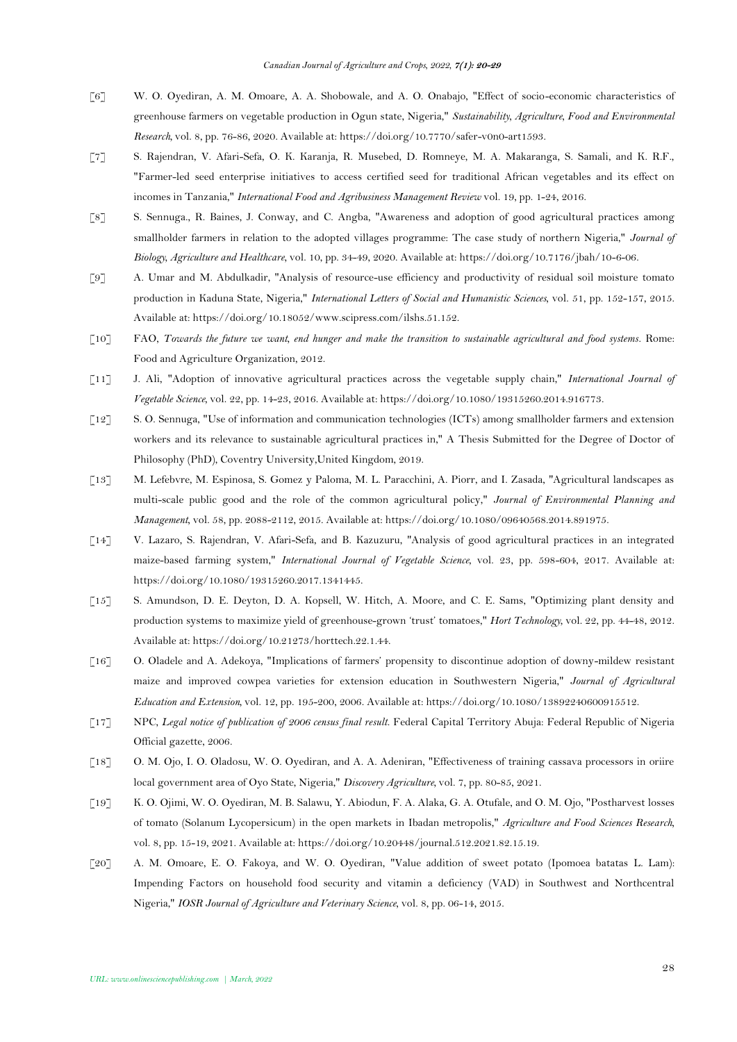[6] W. O. Oyediran, A. M. Omoare, A. A. Shobowale, and A. O. Onabajo, "Effect of socio-economic characteristics of greenhouse farmers on vegetable production in Ogun state, Nigeria," *Sustainability, Agriculture, Food and Environmental Research*, vol. 8, pp. 76-86, 2020. Available at: https://doi.org/10.7770/safer-v0n0-art1593.

[7] S. Rajendran, V. Afari-Sefa, O. K. Karanja, R. Musebed, D. Romneye, M. A. Makaranga, S. Samali, and K. R.F., "Farmer-led seed enterprise initiatives to access certified seed for traditional African vegetables and its effect on incomes in Tanzania," *International Food and Agribusiness Management Review* vol. 19, pp. 1-24, 2016.

[8] S. Sennuga., R. Baines, J. Conway, and C. Angba, "Awareness and adoption of good agricultural practices among smallholder farmers in relation to the adopted villages programme: The case study of northern Nigeria," *Journal of Biology, Agriculture and Healthcare*, vol. 10, pp. 34-49, 2020. Available at: https://doi.org/10.7176/jbah/10-6-06.

[9] A. Umar and M. Abdulkadir, "Analysis of resource-use efficiency and productivity of residual soil moisture tomato production in Kaduna State, Nigeria," *International Letters of Social and Humanistic Sciences*, vol. 51, pp. 152-157, 2015. Available at: https://doi.org/10.18052/www.scipress.com/ilshs.51.152.

[10] FAO, *Towards the future we want, end hunger and make the transition to sustainable agricultural and food systems*. Rome: Food and Agriculture Organization, 2012.

[11] J. Ali, "Adoption of innovative agricultural practices across the vegetable supply chain," *International Journal of Vegetable Science*, vol. 22, pp. 14-23, 2016. Available at: https://doi.org/10.1080/19315260.2014.916773.

[12] S. O. Sennuga, "Use of information and communication technologies (ICTs) among smallholder farmers and extension workers and its relevance to sustainable agricultural practices in," A Thesis Submitted for the Degree of Doctor of Philosophy (PhD), Coventry University,United Kingdom, 2019.

[13] M. Lefebvre, M. Espinosa, S. Gomez y Paloma, M. L. Paracchini, A. Piorr, and I. Zasada, "Agricultural landscapes as multi-scale public good and the role of the common agricultural policy," *Journal of Environmental Planning and Management*, vol. 58, pp. 2088-2112, 2015. Available at: https://doi.org/10.1080/09640568.2014.891975.

[14] V. Lazaro, S. Rajendran, V. Afari-Sefa, and B. Kazuzuru, "Analysis of good agricultural practices in an integrated maize-based farming system," *International Journal of Vegetable Science*, vol. 23, pp. 598-604, 2017. Available at: https://doi.org/10.1080/19315260.2017.1341445.

[15] S. Amundson, D. E. Deyton, D. A. Kopsell, W. Hitch, A. Moore, and C. E. Sams, "Optimizing plant density and production systems to maximize yield of greenhouse-grown 'trust' tomatoes," *Hort Technology*, vol. 22, pp. 44-48, 2012. Available at: https://doi.org/10.21273/horttech.22.1.44.

[16] O. Oladele and A. Adekoya, "Implications of farmers' propensity to discontinue adoption of downy-mildew resistant maize and improved cowpea varieties for extension education in Southwestern Nigeria," *Journal of Agricultural Education and Extension*, vol. 12, pp. 195-200, 2006. Available at: https://doi.org/10.1080/13892240600915512.

[17] NPC, *Legal notice of publication of 2006 census final result*. Federal Capital Territory Abuja: Federal Republic of Nigeria Official gazette, 2006.

[18] O. M. Ojo, I. O. Oladosu, W. O. Oyediran, and A. A. Adeniran, "Effectiveness of training cassava processors in oriire local government area of Oyo State, Nigeria," *Discovery Agriculture*, vol. 7, pp. 80-85, 2021.

[19] K. O. Ojimi, W. O. Oyediran, M. B. Salawu, Y. Abiodun, F. A. Alaka, G. A. Otufale, and O. M. Ojo, "Postharvest losses of tomato (Solanum Lycopersicum) in the open markets in Ibadan metropolis," *Agriculture and Food Sciences Research*, vol. 8, pp. 15-19, 2021. Available at: https://doi.org/10.20448/journal.512.2021.82.15.19.

[20] A. M. Omoare, E. O. Fakoya, and W. O. Oyediran, "Value addition of sweet potato (Ipomoea batatas L. Lam): Impending Factors on household food security and vitamin a deficiency (VAD) in Southwest and Northcentral Nigeria," *IOSR Journal of Agriculture and Veterinary Science*, vol. 8, pp. 06-14, 2015.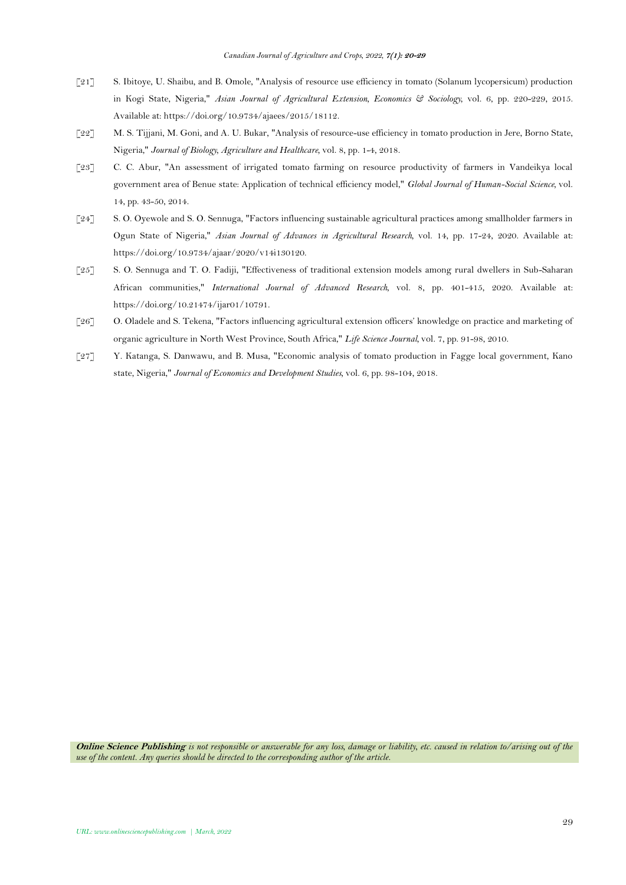[21] S. Ibitoye, U. Shaibu, and B. Omole, "Analysis of resource use efficiency in tomato (Solanum lycopersicum) production in Kogi State, Nigeria," *Asian Journal of Agricultural Extension, Economics & Sociology*, vol. 6, pp. 220-229, 2015. Available at: https://doi.org/10.9734/ajaees/2015/18112.

[22] M. S. Tijjani, M. Goni, and A. U. Bukar, "Analysis of resource-use efficiency in tomato production in Jere, Borno State, Nigeria," *Journal of Biology, Agriculture and Healthcare*, vol. 8, pp. 1-4, 2018.

[23] C. C. Abur, "An assessment of irrigated tomato farming on resource productivity of farmers in Vandeikya local government area of Benue state: Application of technical efficiency model," *Global Journal of Human-Social Science*, vol. 14, pp. 43-50, 2014.

[24] S. O. Oyewole and S. O. Sennuga, "Factors influencing sustainable agricultural practices among smallholder farmers in Ogun State of Nigeria," *Asian Journal of Advances in Agricultural Research*, vol. 14, pp. 17-24, 2020. Available at: https://doi.org/10.9734/ajaar/2020/v14i130120.

[25] S. O. Sennuga and T. O. Fadiji, "Effectiveness of traditional extension models among rural dwellers in Sub-Saharan African communities," *International Journal of Advanced Research*, vol. 8, pp. 401-415, 2020. Available at: https://doi.org/10.21474/ijar01/10791.

[26] O. Oladele and S. Tekena, "Factors influencing agricultural extension officers' knowledge on practice and marketing of organic agriculture in North West Province, South Africa," *Life Science Journal*, vol. 7, pp. 91-98, 2010.

[27] Y. Katanga, S. Danwawu, and B. Musa, "Economic analysis of tomato production in Fagge local government, Kano state, Nigeria," *Journal of Economics and Development Studies*, vol. 6, pp. 98-104, 2018.

***Online Science Publishing** is not responsible or answerable for any loss, damage or liability, etc. caused in relation to/arising out of the use of the content. Any queries should be directed to the corresponding author of the article.*